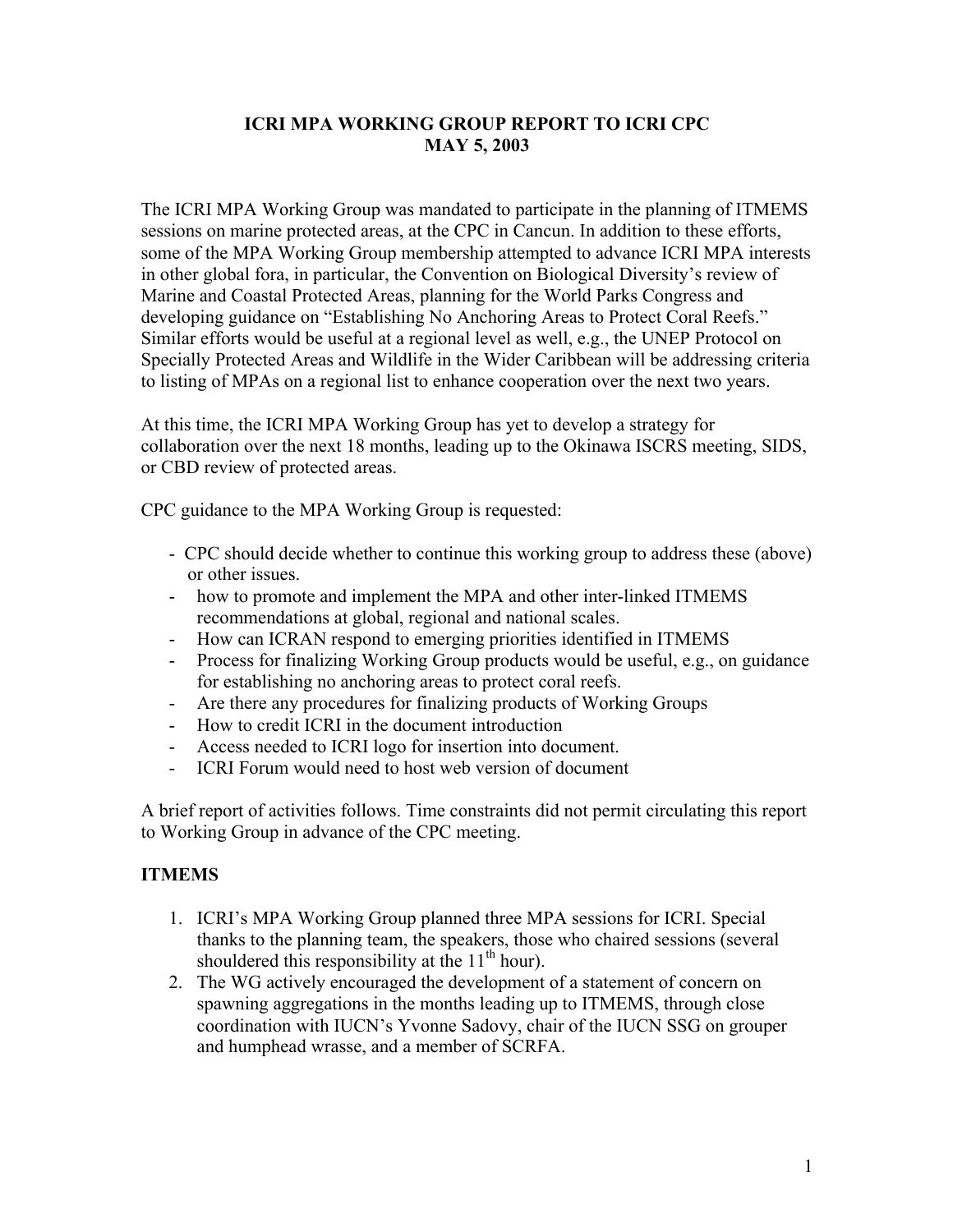# ICRI MPA WORKING GROUP REPORT TO ICRI CPC
# MAY 5, 2003

The ICRI MPA Working Group was mandated to participate in the planning of ITMEMS sessions on marine protected areas, at the CPC in Cancun. In addition to these efforts, some of the MPA Working Group membership attempted to advance ICRI MPA interests in other global fora, in particular, the Convention on Biological Diversity's review of Marine and Coastal Protected Areas, planning for the World Parks Congress and developing guidance on "Establishing No Anchoring Areas to Protect Coral Reefs." Similar efforts would be useful at a regional level as well, e.g., the UNEP Protocol on Specially Protected Areas and Wildlife in the Wider Caribbean will be addressing criteria to listing of MPAs on a regional list to enhance cooperation over the next two years.

At this time, the ICRI MPA Working Group has yet to develop a strategy for collaboration over the next 18 months, leading up to the Okinawa ISCRS meeting, SIDS, or CBD review of protected areas.

CPC guidance to the MPA Working Group is requested:

- CPC should decide whether to continue this working group to address these (above) or other issues.
- how to promote and implement the MPA and other inter-linked ITMEMS recommendations at global, regional and national scales.
- How can ICRAN respond to emerging priorities identified in ITMEMS
- Process for finalizing Working Group products would be useful, e.g., on guidance for establishing no anchoring areas to protect coral reefs.
- Are there any procedures for finalizing products of Working Groups
- How to credit ICRI in the document introduction
- Access needed to ICRI logo for insertion into document.
- ICRI Forum would need to host web version of document

A brief report of activities follows. Time constraints did not permit circulating this report to Working Group in advance of the CPC meeting.

## ITMEMS

1. ICRI's MPA Working Group planned three MPA sessions for ICRI. Special thanks to the planning team, the speakers, those who chaired sessions (several shouldered this responsibility at the 11th hour).
2. The WG actively encouraged the development of a statement of concern on spawning aggregations in the months leading up to ITMEMS, through close coordination with IUCN's Yvonne Sadovy, chair of the IUCN SSG on grouper and humphead wrasse, and a member of SCRFA.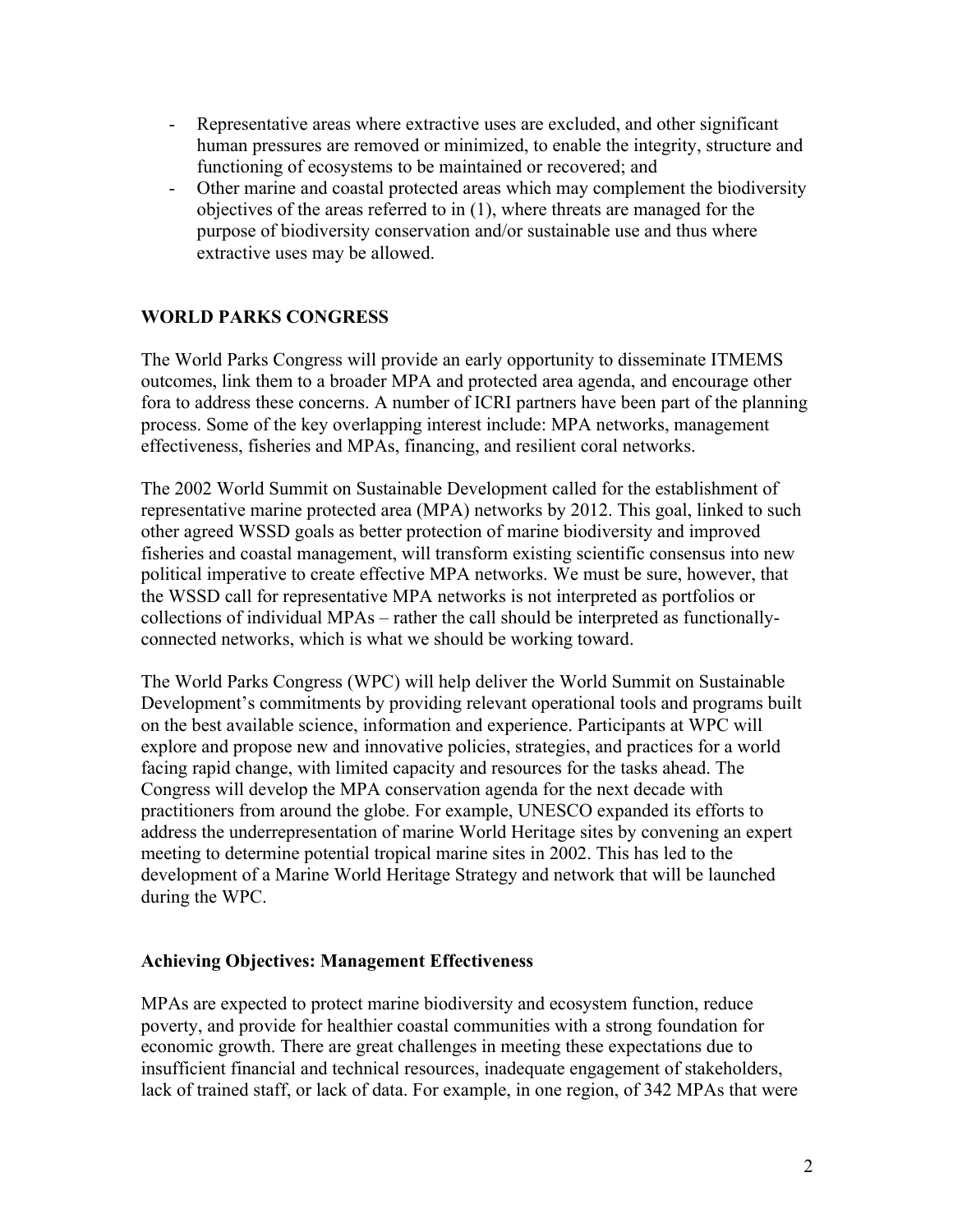- Representative areas where extractive uses are excluded, and other significant human pressures are removed or minimized, to enable the integrity, structure and functioning of ecosystems to be maintained or recovered; and
- Other marine and coastal protected areas which may complement the biodiversity objectives of the areas referred to in (1), where threats are managed for the purpose of biodiversity conservation and/or sustainable use and thus where extractive uses may be allowed.

## WORLD PARKS CONGRESS

The World Parks Congress will provide an early opportunity to disseminate ITMEMS outcomes, link them to a broader MPA and protected area agenda, and encourage other fora to address these concerns. A number of ICRI partners have been part of the planning process. Some of the key overlapping interest include: MPA networks, management effectiveness, fisheries and MPAs, financing, and resilient coral networks.

The 2002 World Summit on Sustainable Development called for the establishment of representative marine protected area (MPA) networks by 2012. This goal, linked to such other agreed WSSD goals as better protection of marine biodiversity and improved fisheries and coastal management, will transform existing scientific consensus into new political imperative to create effective MPA networks. We must be sure, however, that the WSSD call for representative MPA networks is not interpreted as portfolios or collections of individual MPAs – rather the call should be interpreted as functionally-connected networks, which is what we should be working toward.

The World Parks Congress (WPC) will help deliver the World Summit on Sustainable Development's commitments by providing relevant operational tools and programs built on the best available science, information and experience. Participants at WPC will explore and propose new and innovative policies, strategies, and practices for a world facing rapid change, with limited capacity and resources for the tasks ahead. The Congress will develop the MPA conservation agenda for the next decade with practitioners from around the globe. For example, UNESCO expanded its efforts to address the underrepresentation of marine World Heritage sites by convening an expert meeting to determine potential tropical marine sites in 2002. This has led to the development of a Marine World Heritage Strategy and network that will be launched during the WPC.

### Achieving Objectives: Management Effectiveness

MPAs are expected to protect marine biodiversity and ecosystem function, reduce poverty, and provide for healthier coastal communities with a strong foundation for economic growth. There are great challenges in meeting these expectations due to insufficient financial and technical resources, inadequate engagement of stakeholders, lack of trained staff, or lack of data. For example, in one region, of 342 MPAs that were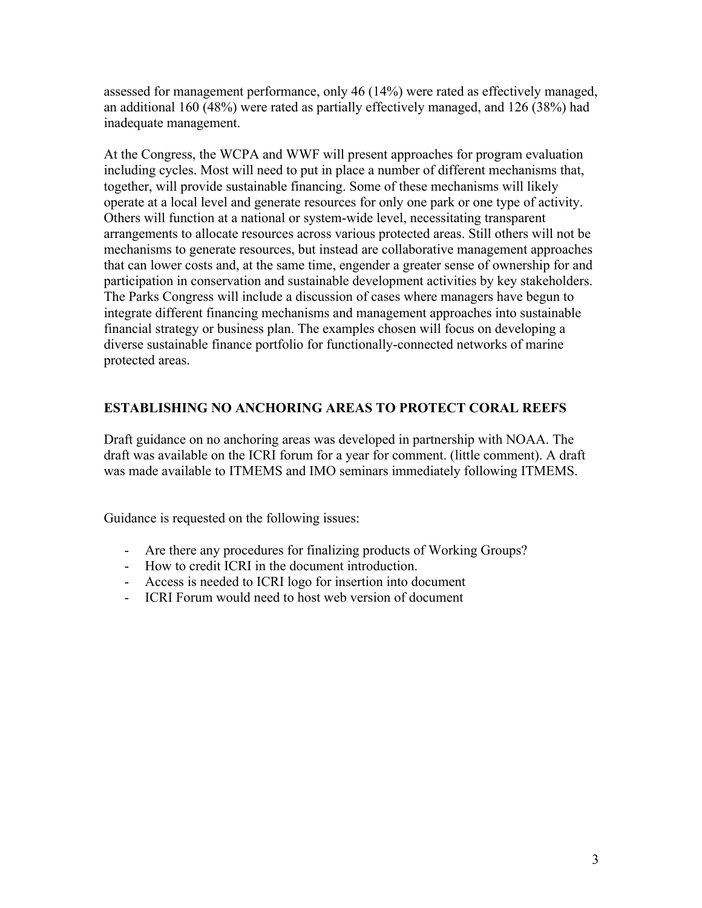assessed for management performance, only 46 (14%) were rated as effectively managed, an additional 160 (48%) were rated as partially effectively managed, and 126 (38%) had inadequate management.

At the Congress, the WCPA and WWF will present approaches for program evaluation including cycles. Most will need to put in place a number of different mechanisms that, together, will provide sustainable financing. Some of these mechanisms will likely operate at a local level and generate resources for only one park or one type of activity. Others will function at a national or system-wide level, necessitating transparent arrangements to allocate resources across various protected areas. Still others will not be mechanisms to generate resources, but instead are collaborative management approaches that can lower costs and, at the same time, engender a greater sense of ownership for and participation in conservation and sustainable development activities by key stakeholders. The Parks Congress will include a discussion of cases where managers have begun to integrate different financing mechanisms and management approaches into sustainable financial strategy or business plan. The examples chosen will focus on developing a diverse sustainable finance portfolio for functionally-connected networks of marine protected areas.

## ESTABLISHING NO ANCHORING AREAS TO PROTECT CORAL REEFS

Draft guidance on no anchoring areas was developed in partnership with NOAA. The draft was available on the ICRI forum for a year for comment. (little comment). A draft was made available to ITMEMS and IMO seminars immediately following ITMEMS.

Guidance is requested on the following issues:

- Are there any procedures for finalizing products of Working Groups?
- How to credit ICRI in the document introduction.
- Access is needed to ICRI logo for insertion into document
- ICRI Forum would need to host web version of document